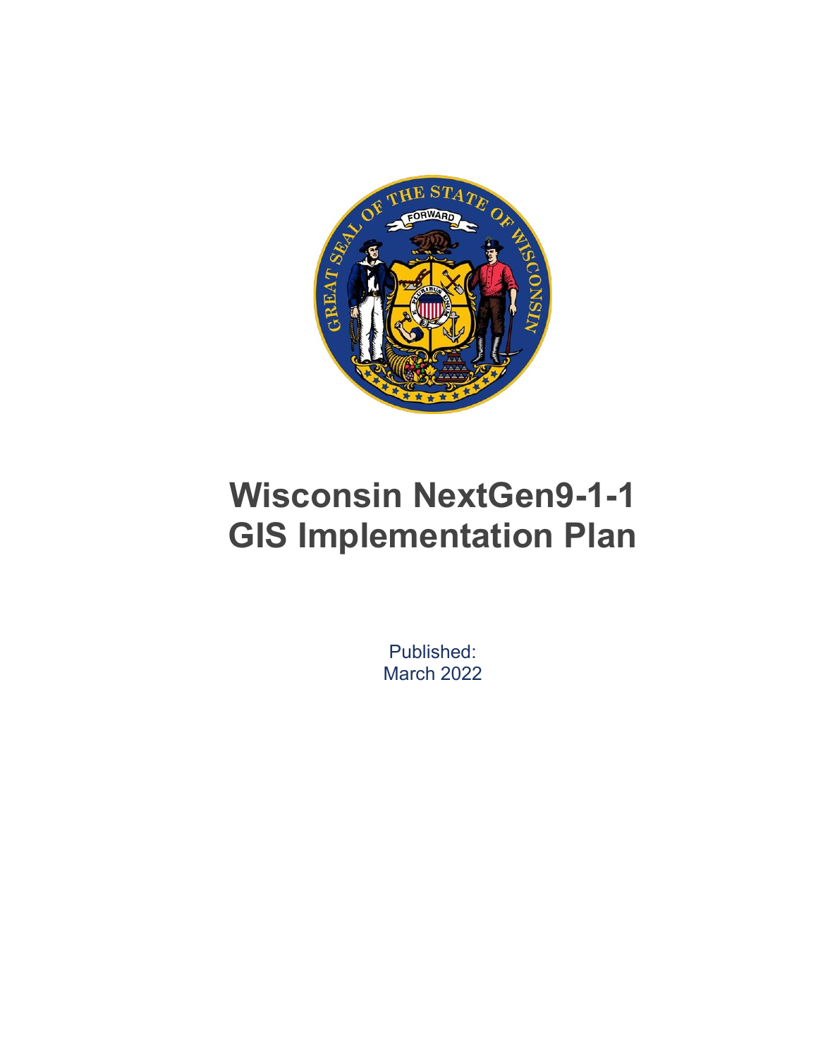# Wisconsin NextGen9-1-1 GIS Implementation Plan

Published:
March 2022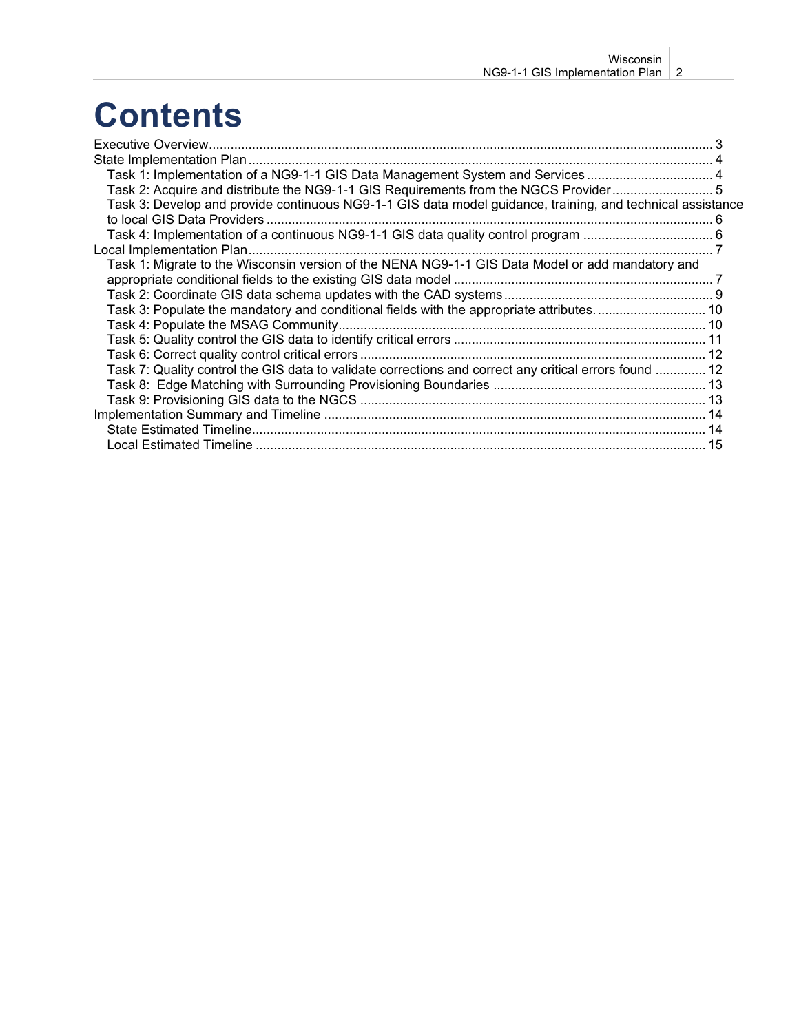# Contents

Executive Overview ... 3

State Implementation Plan ... 4

- Task 1: Implementation of a NG9-1-1 GIS Data Management System and Services ... 4
- Task 2: Acquire and distribute the NG9-1-1 GIS Requirements from the NGCS Provider ... 5
- Task 3: Develop and provide continuous NG9-1-1 GIS data model guidance, training, and technical assistance to local GIS Data Providers ... 6
- Task 4: Implementation of a continuous NG9-1-1 GIS data quality control program ... 6

Local Implementation Plan ... 7

- Task 1: Migrate to the Wisconsin version of the NENA NG9-1-1 GIS Data Model or add mandatory and appropriate conditional fields to the existing GIS data model ... 7
- Task 2: Coordinate GIS data schema updates with the CAD systems ... 9
- Task 3: Populate the mandatory and conditional fields with the appropriate attributes. ... 10
- Task 4: Populate the MSAG Community ... 10
- Task 5: Quality control the GIS data to identify critical errors ... 11
- Task 6: Correct quality control critical errors ... 12
- Task 7: Quality control the GIS data to validate corrections and correct any critical errors found ... 12
- Task 8: Edge Matching with Surrounding Provisioning Boundaries ... 13
- Task 9: Provisioning GIS data to the NGCS ... 13

Implementation Summary and Timeline ... 14

- State Estimated Timeline ... 14
- Local Estimated Timeline ... 15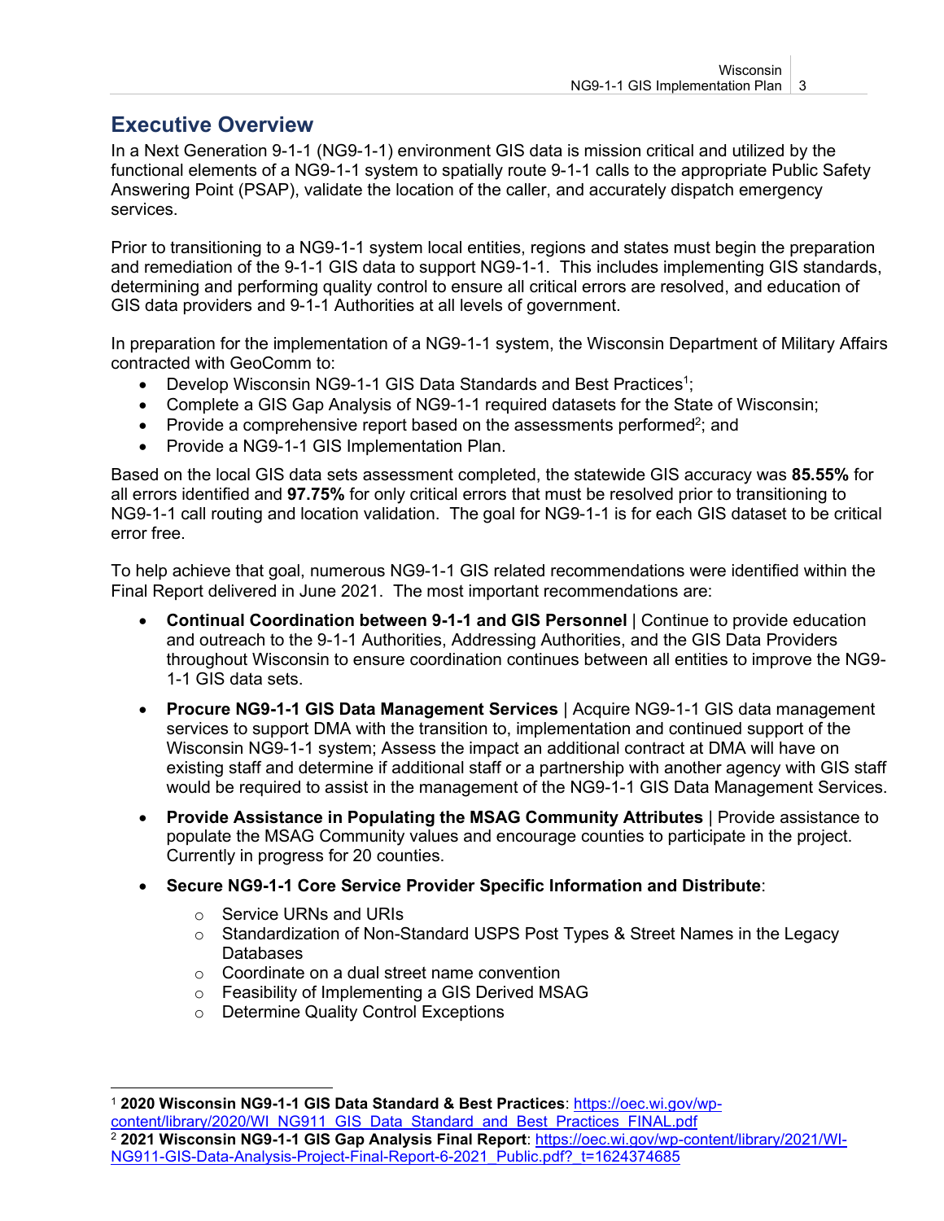# Executive Overview

In a Next Generation 9-1-1 (NG9-1-1) environment GIS data is mission critical and utilized by the functional elements of a NG9-1-1 system to spatially route 9-1-1 calls to the appropriate Public Safety Answering Point (PSAP), validate the location of the caller, and accurately dispatch emergency services.

Prior to transitioning to a NG9-1-1 system local entities, regions and states must begin the preparation and remediation of the 9-1-1 GIS data to support NG9-1-1. This includes implementing GIS standards, determining and performing quality control to ensure all critical errors are resolved, and education of GIS data providers and 9-1-1 Authorities at all levels of government.

In preparation for the implementation of a NG9-1-1 system, the Wisconsin Department of Military Affairs contracted with GeoComm to:

- Develop Wisconsin NG9-1-1 GIS Data Standards and Best Practices[1];
- Complete a GIS Gap Analysis of NG9-1-1 required datasets for the State of Wisconsin;
- Provide a comprehensive report based on the assessments performed[2]; and
- Provide a NG9-1-1 GIS Implementation Plan.

Based on the local GIS data sets assessment completed, the statewide GIS accuracy was **85.55%** for all errors identified and **97.75%** for only critical errors that must be resolved prior to transitioning to NG9-1-1 call routing and location validation. The goal for NG9-1-1 is for each GIS dataset to be critical error free.

To help achieve that goal, numerous NG9-1-1 GIS related recommendations were identified within the Final Report delivered in June 2021. The most important recommendations are:

- **Continual Coordination between 9-1-1 and GIS Personnel** | Continue to provide education and outreach to the 9-1-1 Authorities, Addressing Authorities, and the GIS Data Providers throughout Wisconsin to ensure coordination continues between all entities to improve the NG9-1-1 GIS data sets.
- **Procure NG9-1-1 GIS Data Management Services** | Acquire NG9-1-1 GIS data management services to support DMA with the transition to, implementation and continued support of the Wisconsin NG9-1-1 system; Assess the impact an additional contract at DMA will have on existing staff and determine if additional staff or a partnership with another agency with GIS staff would be required to assist in the management of the NG9-1-1 GIS Data Management Services.
- **Provide Assistance in Populating the MSAG Community Attributes** | Provide assistance to populate the MSAG Community values and encourage counties to participate in the project. Currently in progress for 20 counties.
- **Secure NG9-1-1 Core Service Provider Specific Information and Distribute**:
  - Service URNs and URIs
  - Standardization of Non-Standard USPS Post Types & Street Names in the Legacy Databases
  - Coordinate on a dual street name convention
  - Feasibility of Implementing a GIS Derived MSAG
  - Determine Quality Control Exceptions

---

[1] **2020 Wisconsin NG9-1-1 GIS Data Standard & Best Practices**: https://oec.wi.gov/wp-content/library/2020/WI_NG911_GIS_Data_Standard_and_Best_Practices_FINAL.pdf

[2] **2021 Wisconsin NG9-1-1 GIS Gap Analysis Final Report**: https://oec.wi.gov/wp-content/library/2021/WI-NG911-GIS-Data-Analysis-Project-Final-Report-6-2021_Public.pdf?_t=1624374685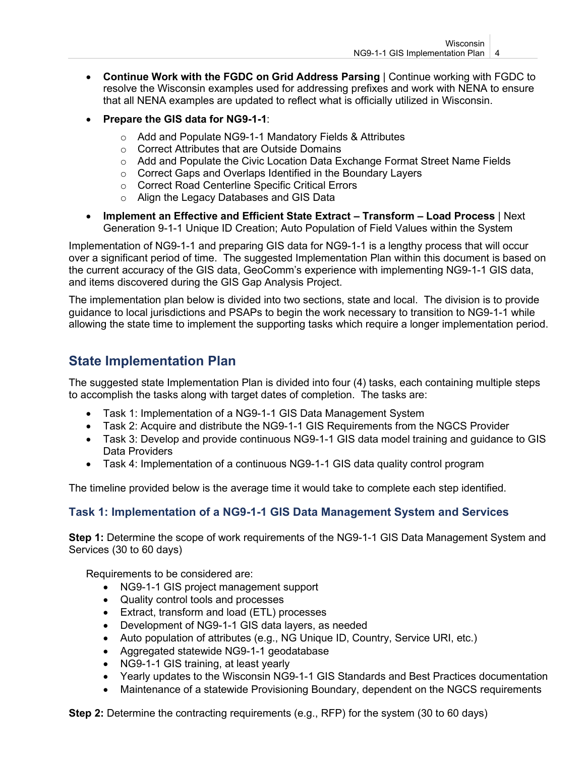- **Continue Work with the FGDC on Grid Address Parsing** | Continue working with FGDC to resolve the Wisconsin examples used for addressing prefixes and work with NENA to ensure that all NENA examples are updated to reflect what is officially utilized in Wisconsin.
- **Prepare the GIS data for NG9-1-1**:
    - Add and Populate NG9-1-1 Mandatory Fields & Attributes
    - Correct Attributes that are Outside Domains
    - Add and Populate the Civic Location Data Exchange Format Street Name Fields
    - Correct Gaps and Overlaps Identified in the Boundary Layers
    - Correct Road Centerline Specific Critical Errors
    - Align the Legacy Databases and GIS Data
- **Implement an Effective and Efficient State Extract – Transform – Load Process** | Next Generation 9-1-1 Unique ID Creation; Auto Population of Field Values within the System

Implementation of NG9-1-1 and preparing GIS data for NG9-1-1 is a lengthy process that will occur over a significant period of time. The suggested Implementation Plan within this document is based on the current accuracy of the GIS data, GeoComm's experience with implementing NG9-1-1 GIS data, and items discovered during the GIS Gap Analysis Project.

The implementation plan below is divided into two sections, state and local. The division is to provide guidance to local jurisdictions and PSAPs to begin the work necessary to transition to NG9-1-1 while allowing the state time to implement the supporting tasks which require a longer implementation period.

## State Implementation Plan

The suggested state Implementation Plan is divided into four (4) tasks, each containing multiple steps to accomplish the tasks along with target dates of completion. The tasks are:

- Task 1: Implementation of a NG9-1-1 GIS Data Management System
- Task 2: Acquire and distribute the NG9-1-1 GIS Requirements from the NGCS Provider
- Task 3: Develop and provide continuous NG9-1-1 GIS data model training and guidance to GIS Data Providers
- Task 4: Implementation of a continuous NG9-1-1 GIS data quality control program

The timeline provided below is the average time it would take to complete each step identified.

### Task 1: Implementation of a NG9-1-1 GIS Data Management System and Services

**Step 1:** Determine the scope of work requirements of the NG9-1-1 GIS Data Management System and Services (30 to 60 days)

Requirements to be considered are:

- NG9-1-1 GIS project management support
- Quality control tools and processes
- Extract, transform and load (ETL) processes
- Development of NG9-1-1 GIS data layers, as needed
- Auto population of attributes (e.g., NG Unique ID, Country, Service URI, etc.)
- Aggregated statewide NG9-1-1 geodatabase
- NG9-1-1 GIS training, at least yearly
- Yearly updates to the Wisconsin NG9-1-1 GIS Standards and Best Practices documentation
- Maintenance of a statewide Provisioning Boundary, dependent on the NGCS requirements

**Step 2:** Determine the contracting requirements (e.g., RFP) for the system (30 to 60 days)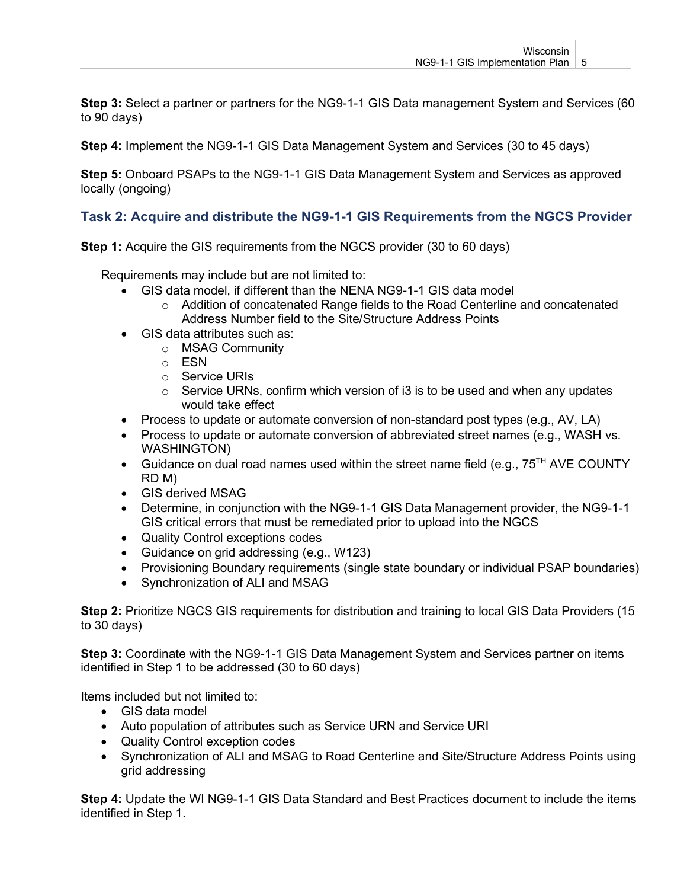**Step 3:** Select a partner or partners for the NG9-1-1 GIS Data management System and Services (60 to 90 days)

**Step 4:** Implement the NG9-1-1 GIS Data Management System and Services (30 to 45 days)

**Step 5:** Onboard PSAPs to the NG9-1-1 GIS Data Management System and Services as approved locally (ongoing)

## Task 2: Acquire and distribute the NG9-1-1 GIS Requirements from the NGCS Provider

**Step 1:** Acquire the GIS requirements from the NGCS provider (30 to 60 days)

Requirements may include but are not limited to:

- GIS data model, if different than the NENA NG9-1-1 GIS data model
  - Addition of concatenated Range fields to the Road Centerline and concatenated Address Number field to the Site/Structure Address Points
- GIS data attributes such as:
  - MSAG Community
  - ESN
  - Service URIs
  - Service URNs, confirm which version of i3 is to be used and when any updates would take effect
- Process to update or automate conversion of non-standard post types (e.g., AV, LA)
- Process to update or automate conversion of abbreviated street names (e.g., WASH vs. WASHINGTON)
- Guidance on dual road names used within the street name field (e.g., 75TH AVE COUNTY RD M)
- GIS derived MSAG
- Determine, in conjunction with the NG9-1-1 GIS Data Management provider, the NG9-1-1 GIS critical errors that must be remediated prior to upload into the NGCS
- Quality Control exceptions codes
- Guidance on grid addressing (e.g., W123)
- Provisioning Boundary requirements (single state boundary or individual PSAP boundaries)
- Synchronization of ALI and MSAG

**Step 2:** Prioritize NGCS GIS requirements for distribution and training to local GIS Data Providers (15 to 30 days)

**Step 3:** Coordinate with the NG9-1-1 GIS Data Management System and Services partner on items identified in Step 1 to be addressed (30 to 60 days)

Items included but not limited to:

- GIS data model
- Auto population of attributes such as Service URN and Service URI
- Quality Control exception codes
- Synchronization of ALI and MSAG to Road Centerline and Site/Structure Address Points using grid addressing

**Step 4:** Update the WI NG9-1-1 GIS Data Standard and Best Practices document to include the items identified in Step 1.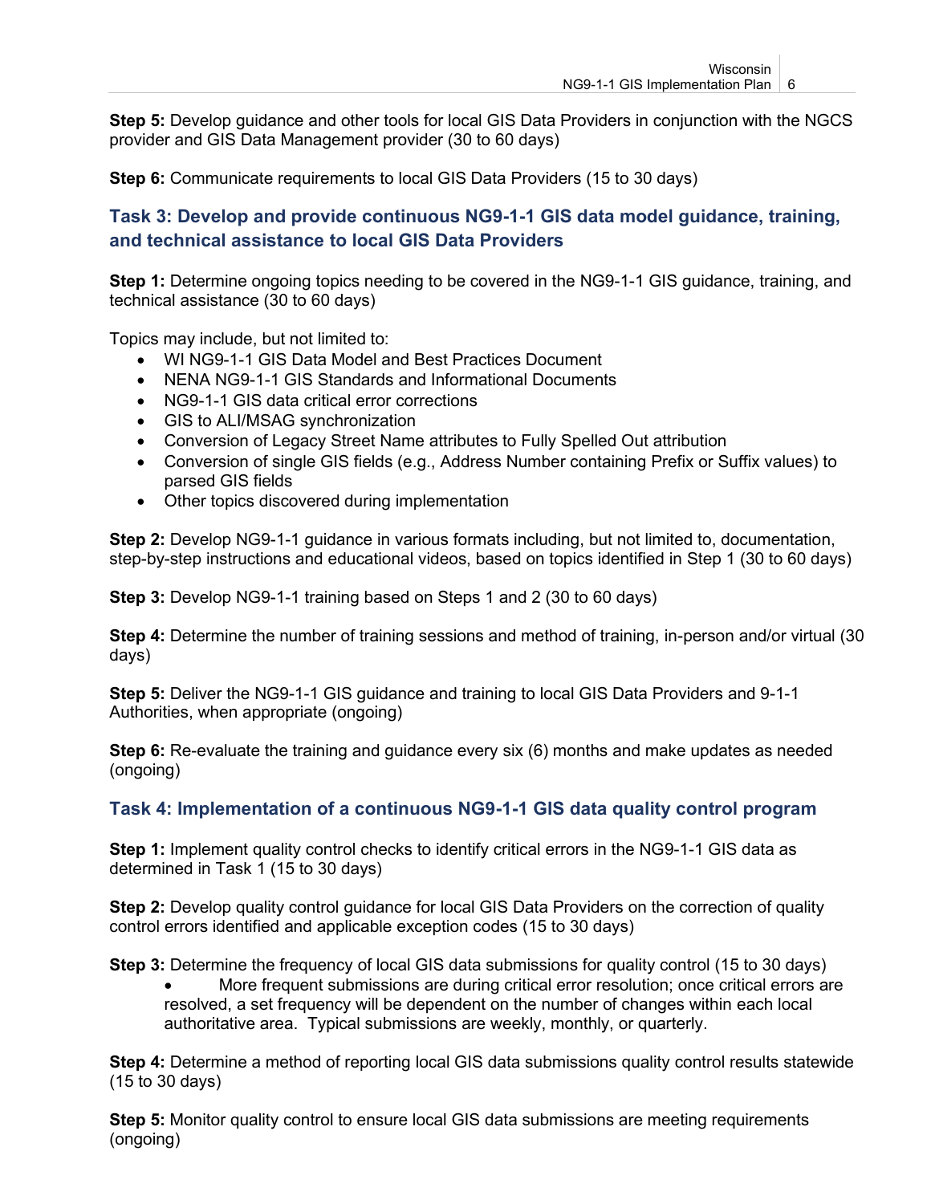**Step 5:** Develop guidance and other tools for local GIS Data Providers in conjunction with the NGCS provider and GIS Data Management provider (30 to 60 days)

**Step 6:** Communicate requirements to local GIS Data Providers (15 to 30 days)

### Task 3: Develop and provide continuous NG9-1-1 GIS data model guidance, training, and technical assistance to local GIS Data Providers

**Step 1:** Determine ongoing topics needing to be covered in the NG9-1-1 GIS guidance, training, and technical assistance (30 to 60 days)

Topics may include, but not limited to:

- WI NG9-1-1 GIS Data Model and Best Practices Document
- NENA NG9-1-1 GIS Standards and Informational Documents
- NG9-1-1 GIS data critical error corrections
- GIS to ALI/MSAG synchronization
- Conversion of Legacy Street Name attributes to Fully Spelled Out attribution
- Conversion of single GIS fields (e.g., Address Number containing Prefix or Suffix values) to parsed GIS fields
- Other topics discovered during implementation

**Step 2:** Develop NG9-1-1 guidance in various formats including, but not limited to, documentation, step-by-step instructions and educational videos, based on topics identified in Step 1 (30 to 60 days)

**Step 3:** Develop NG9-1-1 training based on Steps 1 and 2 (30 to 60 days)

**Step 4:** Determine the number of training sessions and method of training, in-person and/or virtual (30 days)

**Step 5:** Deliver the NG9-1-1 GIS guidance and training to local GIS Data Providers and 9-1-1 Authorities, when appropriate (ongoing)

**Step 6:** Re-evaluate the training and guidance every six (6) months and make updates as needed (ongoing)

### Task 4: Implementation of a continuous NG9-1-1 GIS data quality control program

**Step 1:** Implement quality control checks to identify critical errors in the NG9-1-1 GIS data as determined in Task 1 (15 to 30 days)

**Step 2:** Develop quality control guidance for local GIS Data Providers on the correction of quality control errors identified and applicable exception codes (15 to 30 days)

**Step 3:** Determine the frequency of local GIS data submissions for quality control (15 to 30 days)

- More frequent submissions are during critical error resolution; once critical errors are resolved, a set frequency will be dependent on the number of changes within each local authoritative area. Typical submissions are weekly, monthly, or quarterly.

**Step 4:** Determine a method of reporting local GIS data submissions quality control results statewide (15 to 30 days)

**Step 5:** Monitor quality control to ensure local GIS data submissions are meeting requirements (ongoing)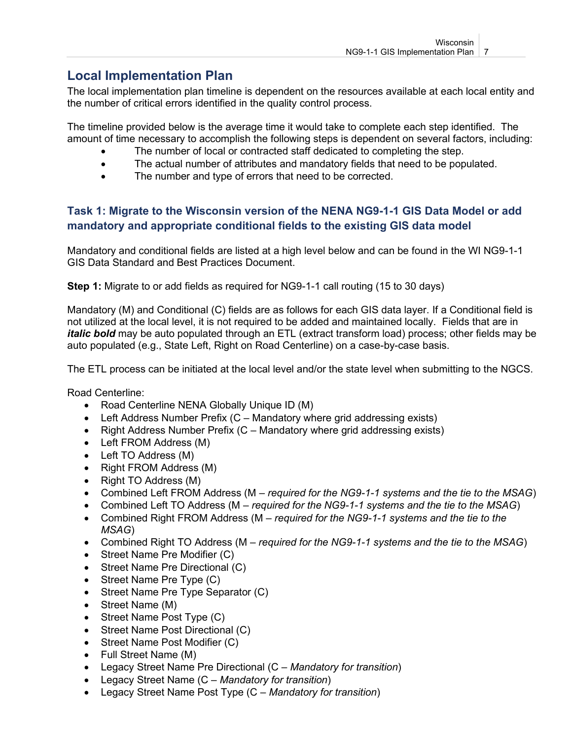## Local Implementation Plan

The local implementation plan timeline is dependent on the resources available at each local entity and the number of critical errors identified in the quality control process.

The timeline provided below is the average time it would take to complete each step identified. The amount of time necessary to accomplish the following steps is dependent on several factors, including:

- The number of local or contracted staff dedicated to completing the step.
- The actual number of attributes and mandatory fields that need to be populated.
- The number and type of errors that need to be corrected.

### Task 1: Migrate to the Wisconsin version of the NENA NG9-1-1 GIS Data Model or add mandatory and appropriate conditional fields to the existing GIS data model

Mandatory and conditional fields are listed at a high level below and can be found in the WI NG9-1-1 GIS Data Standard and Best Practices Document.

**Step 1:** Migrate to or add fields as required for NG9-1-1 call routing (15 to 30 days)

Mandatory (M) and Conditional (C) fields are as follows for each GIS data layer. If a Conditional field is not utilized at the local level, it is not required to be added and maintained locally. Fields that are in ***italic bold*** may be auto populated through an ETL (extract transform load) process; other fields may be auto populated (e.g., State Left, Right on Road Centerline) on a case-by-case basis.

The ETL process can be initiated at the local level and/or the state level when submitting to the NGCS.

Road Centerline:

- Road Centerline NENA Globally Unique ID (M)
- Left Address Number Prefix (C – Mandatory where grid addressing exists)
- Right Address Number Prefix (C – Mandatory where grid addressing exists)
- Left FROM Address (M)
- Left TO Address (M)
- Right FROM Address (M)
- Right TO Address (M)
- Combined Left FROM Address (M – *required for the NG9-1-1 systems and the tie to the MSAG*)
- Combined Left TO Address (M – *required for the NG9-1-1 systems and the tie to the MSAG*)
- Combined Right FROM Address (M – *required for the NG9-1-1 systems and the tie to the MSAG*)
- Combined Right TO Address (M – *required for the NG9-1-1 systems and the tie to the MSAG*)
- Street Name Pre Modifier (C)
- Street Name Pre Directional (C)
- Street Name Pre Type (C)
- Street Name Pre Type Separator (C)
- Street Name (M)
- Street Name Post Type (C)
- Street Name Post Directional (C)
- Street Name Post Modifier (C)
- Full Street Name (M)
- Legacy Street Name Pre Directional (C – *Mandatory for transition*)
- Legacy Street Name (C – *Mandatory for transition*)
- Legacy Street Name Post Type (C – *Mandatory for transition*)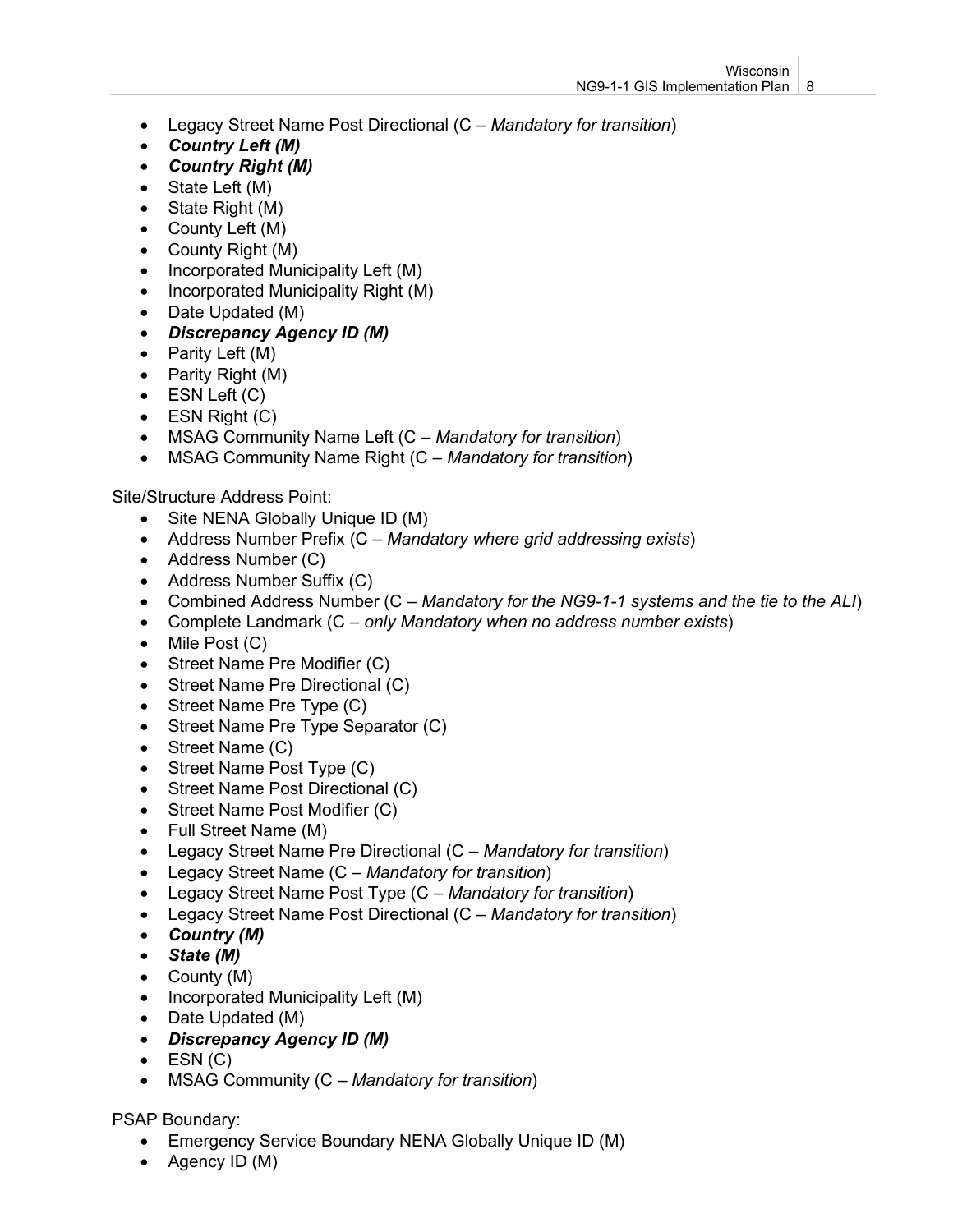- Legacy Street Name Post Directional (C – *Mandatory for transition*)
- ***Country Left (M)***
- ***Country Right (M)***
- State Left (M)
- State Right (M)
- County Left (M)
- County Right (M)
- Incorporated Municipality Left (M)
- Incorporated Municipality Right (M)
- Date Updated (M)
- ***Discrepancy Agency ID (M)***
- Parity Left (M)
- Parity Right (M)
- ESN Left (C)
- ESN Right (C)
- MSAG Community Name Left (C – *Mandatory for transition*)
- MSAG Community Name Right (C – *Mandatory for transition*)

Site/Structure Address Point:

- Site NENA Globally Unique ID (M)
- Address Number Prefix (C – *Mandatory where grid addressing exists*)
- Address Number (C)
- Address Number Suffix (C)
- Combined Address Number (C – *Mandatory for the NG9-1-1 systems and the tie to the ALI*)
- Complete Landmark (C – *only Mandatory when no address number exists*)
- Mile Post (C)
- Street Name Pre Modifier (C)
- Street Name Pre Directional (C)
- Street Name Pre Type (C)
- Street Name Pre Type Separator (C)
- Street Name (C)
- Street Name Post Type (C)
- Street Name Post Directional (C)
- Street Name Post Modifier (C)
- Full Street Name (M)
- Legacy Street Name Pre Directional (C – *Mandatory for transition*)
- Legacy Street Name (C – *Mandatory for transition*)
- Legacy Street Name Post Type (C – *Mandatory for transition*)
- Legacy Street Name Post Directional (C – *Mandatory for transition*)
- ***Country (M)***
- ***State (M)***
- County (M)
- Incorporated Municipality Left (M)
- Date Updated (M)
- ***Discrepancy Agency ID (M)***
- ESN (C)
- MSAG Community (C – *Mandatory for transition*)

PSAP Boundary:

- Emergency Service Boundary NENA Globally Unique ID (M)
- Agency ID (M)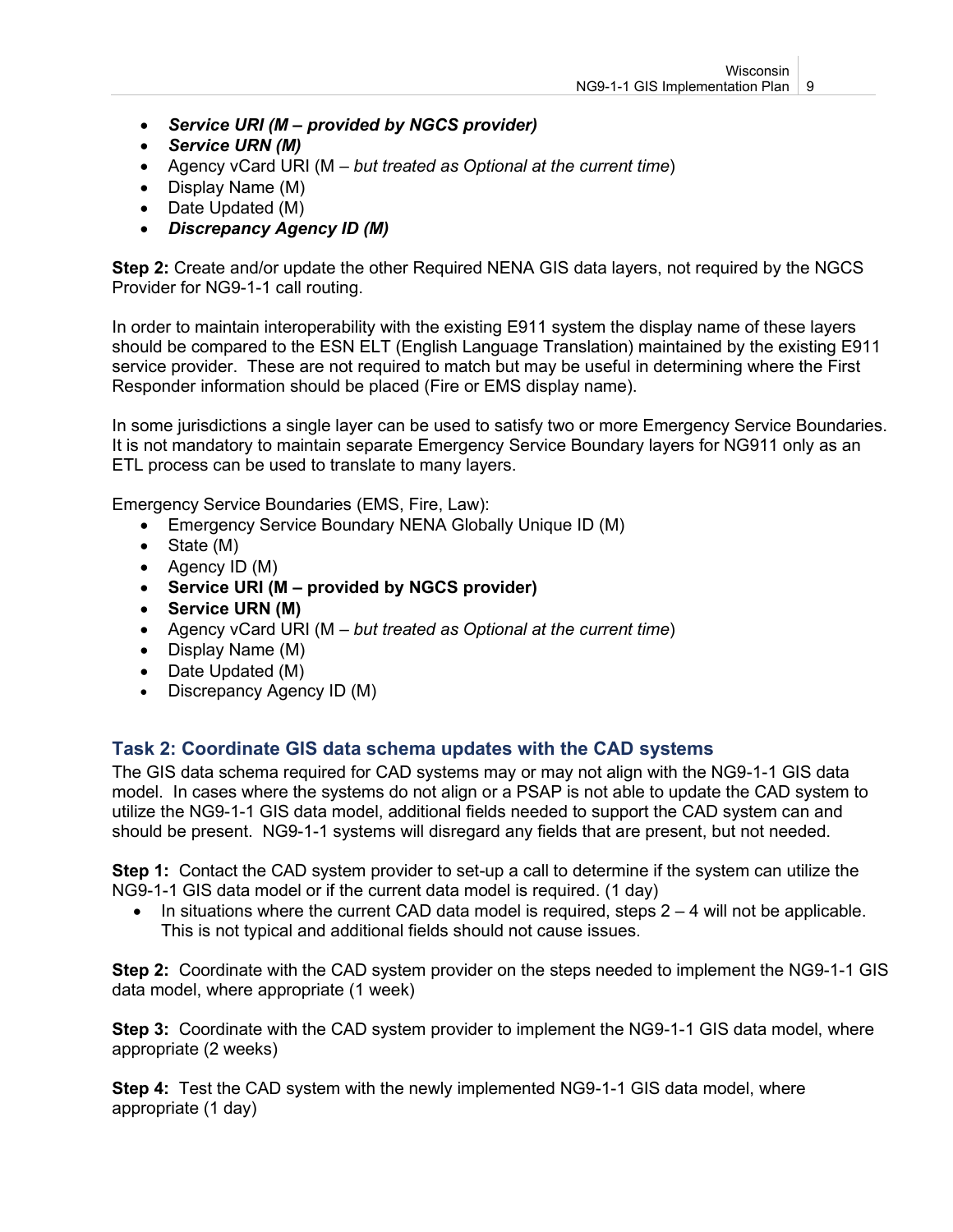- ***Service URI (M – provided by NGCS provider)***
- ***Service URN (M)***
- Agency vCard URI (M – *but treated as Optional at the current time*)
- Display Name (M)
- Date Updated (M)
- ***Discrepancy Agency ID (M)***

**Step 2:** Create and/or update the other Required NENA GIS data layers, not required by the NGCS Provider for NG9-1-1 call routing.

In order to maintain interoperability with the existing E911 system the display name of these layers should be compared to the ESN ELT (English Language Translation) maintained by the existing E911 service provider. These are not required to match but may be useful in determining where the First Responder information should be placed (Fire or EMS display name).

In some jurisdictions a single layer can be used to satisfy two or more Emergency Service Boundaries. It is not mandatory to maintain separate Emergency Service Boundary layers for NG911 only as an ETL process can be used to translate to many layers.

Emergency Service Boundaries (EMS, Fire, Law):

- Emergency Service Boundary NENA Globally Unique ID (M)
- State (M)
- Agency ID (M)
- **Service URI (M – provided by NGCS provider)**
- **Service URN (M)**
- Agency vCard URI (M – *but treated as Optional at the current time*)
- Display Name (M)
- Date Updated (M)
- Discrepancy Agency ID (M)

## Task 2: Coordinate GIS data schema updates with the CAD systems

The GIS data schema required for CAD systems may or may not align with the NG9-1-1 GIS data model. In cases where the systems do not align or a PSAP is not able to update the CAD system to utilize the NG9-1-1 GIS data model, additional fields needed to support the CAD system can and should be present. NG9-1-1 systems will disregard any fields that are present, but not needed.

**Step 1:** Contact the CAD system provider to set-up a call to determine if the system can utilize the NG9-1-1 GIS data model or if the current data model is required. (1 day)

- In situations where the current CAD data model is required, steps 2 – 4 will not be applicable. This is not typical and additional fields should not cause issues.

**Step 2:** Coordinate with the CAD system provider on the steps needed to implement the NG9-1-1 GIS data model, where appropriate (1 week)

**Step 3:** Coordinate with the CAD system provider to implement the NG9-1-1 GIS data model, where appropriate (2 weeks)

**Step 4:** Test the CAD system with the newly implemented NG9-1-1 GIS data model, where appropriate (1 day)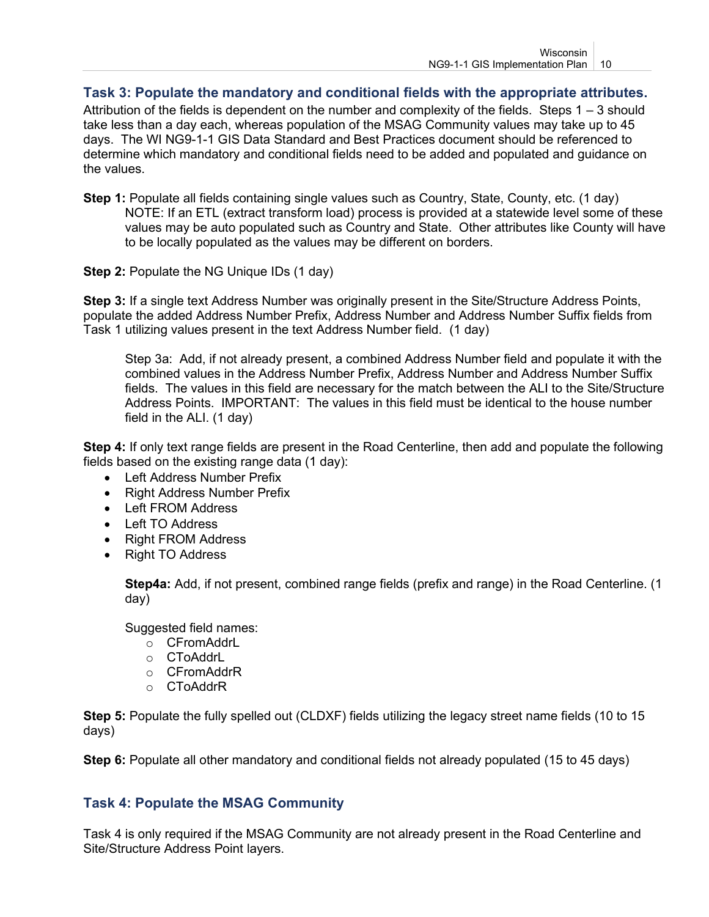### Task 3: Populate the mandatory and conditional fields with the appropriate attributes.

Attribution of the fields is dependent on the number and complexity of the fields. Steps 1 – 3 should take less than a day each, whereas population of the MSAG Community values may take up to 45 days. The WI NG9-1-1 GIS Data Standard and Best Practices document should be referenced to determine which mandatory and conditional fields need to be added and populated and guidance on the values.

**Step 1:** Populate all fields containing single values such as Country, State, County, etc. (1 day)
NOTE: If an ETL (extract transform load) process is provided at a statewide level some of these values may be auto populated such as Country and State. Other attributes like County will have to be locally populated as the values may be different on borders.

**Step 2:** Populate the NG Unique IDs (1 day)

**Step 3:** If a single text Address Number was originally present in the Site/Structure Address Points, populate the added Address Number Prefix, Address Number and Address Number Suffix fields from Task 1 utilizing values present in the text Address Number field. (1 day)

Step 3a: Add, if not already present, a combined Address Number field and populate it with the combined values in the Address Number Prefix, Address Number and Address Number Suffix fields. The values in this field are necessary for the match between the ALI to the Site/Structure Address Points. IMPORTANT: The values in this field must be identical to the house number field in the ALI. (1 day)

**Step 4:** If only text range fields are present in the Road Centerline, then add and populate the following fields based on the existing range data (1 day):

- Left Address Number Prefix
- Right Address Number Prefix
- Left FROM Address
- Left TO Address
- Right FROM Address
- Right TO Address

**Step4a:** Add, if not present, combined range fields (prefix and range) in the Road Centerline. (1 day)

Suggested field names:

- CFromAddrL
- CToAddrL
- CFromAddrR
- CToAddrR

**Step 5:** Populate the fully spelled out (CLDXF) fields utilizing the legacy street name fields (10 to 15 days)

**Step 6:** Populate all other mandatory and conditional fields not already populated (15 to 45 days)

### Task 4: Populate the MSAG Community

Task 4 is only required if the MSAG Community are not already present in the Road Centerline and Site/Structure Address Point layers.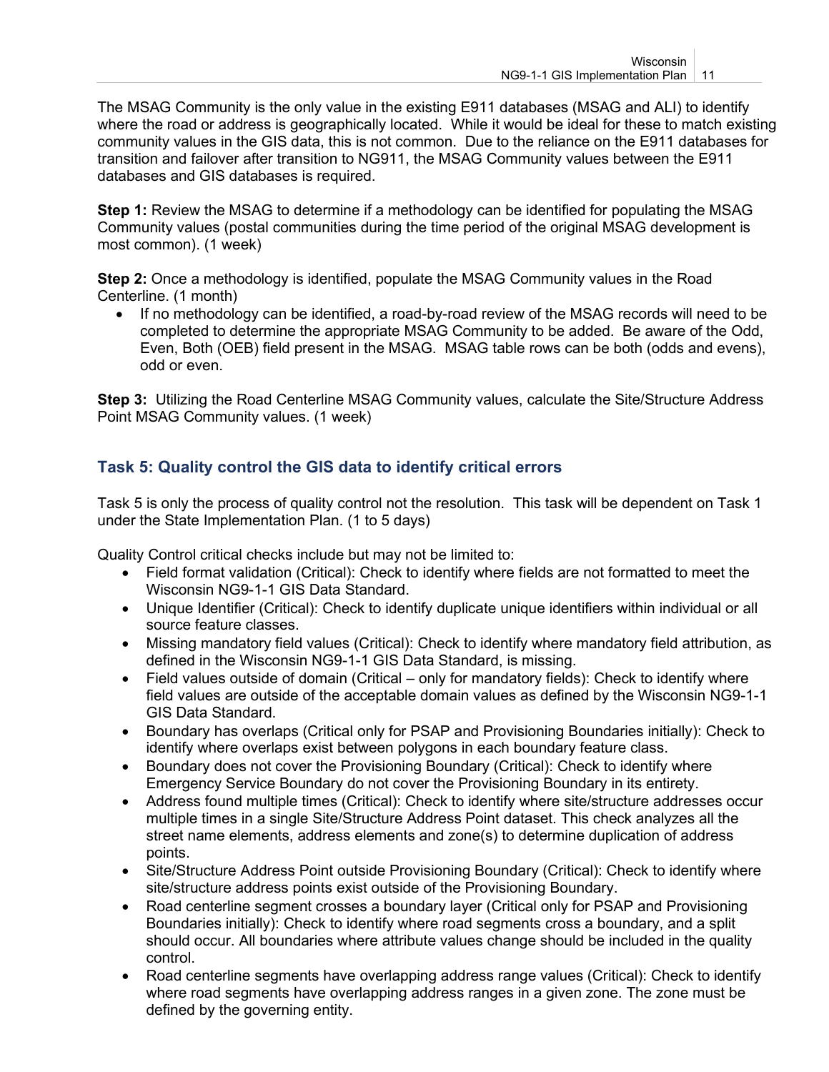The MSAG Community is the only value in the existing E911 databases (MSAG and ALI) to identify where the road or address is geographically located. While it would be ideal for these to match existing community values in the GIS data, this is not common. Due to the reliance on the E911 databases for transition and failover after transition to NG911, the MSAG Community values between the E911 databases and GIS databases is required.

**Step 1:** Review the MSAG to determine if a methodology can be identified for populating the MSAG Community values (postal communities during the time period of the original MSAG development is most common). (1 week)

**Step 2:** Once a methodology is identified, populate the MSAG Community values in the Road Centerline. (1 month)

- If no methodology can be identified, a road-by-road review of the MSAG records will need to be completed to determine the appropriate MSAG Community to be added. Be aware of the Odd, Even, Both (OEB) field present in the MSAG. MSAG table rows can be both (odds and evens), odd or even.

**Step 3:** Utilizing the Road Centerline MSAG Community values, calculate the Site/Structure Address Point MSAG Community values. (1 week)

### Task 5: Quality control the GIS data to identify critical errors

Task 5 is only the process of quality control not the resolution. This task will be dependent on Task 1 under the State Implementation Plan. (1 to 5 days)

Quality Control critical checks include but may not be limited to:

- Field format validation (Critical): Check to identify where fields are not formatted to meet the Wisconsin NG9-1-1 GIS Data Standard.
- Unique Identifier (Critical): Check to identify duplicate unique identifiers within individual or all source feature classes.
- Missing mandatory field values (Critical): Check to identify where mandatory field attribution, as defined in the Wisconsin NG9-1-1 GIS Data Standard, is missing.
- Field values outside of domain (Critical – only for mandatory fields): Check to identify where field values are outside of the acceptable domain values as defined by the Wisconsin NG9-1-1 GIS Data Standard.
- Boundary has overlaps (Critical only for PSAP and Provisioning Boundaries initially): Check to identify where overlaps exist between polygons in each boundary feature class.
- Boundary does not cover the Provisioning Boundary (Critical): Check to identify where Emergency Service Boundary do not cover the Provisioning Boundary in its entirety.
- Address found multiple times (Critical): Check to identify where site/structure addresses occur multiple times in a single Site/Structure Address Point dataset. This check analyzes all the street name elements, address elements and zone(s) to determine duplication of address points.
- Site/Structure Address Point outside Provisioning Boundary (Critical): Check to identify where site/structure address points exist outside of the Provisioning Boundary.
- Road centerline segment crosses a boundary layer (Critical only for PSAP and Provisioning Boundaries initially): Check to identify where road segments cross a boundary, and a split should occur. All boundaries where attribute values change should be included in the quality control.
- Road centerline segments have overlapping address range values (Critical): Check to identify where road segments have overlapping address ranges in a given zone. The zone must be defined by the governing entity.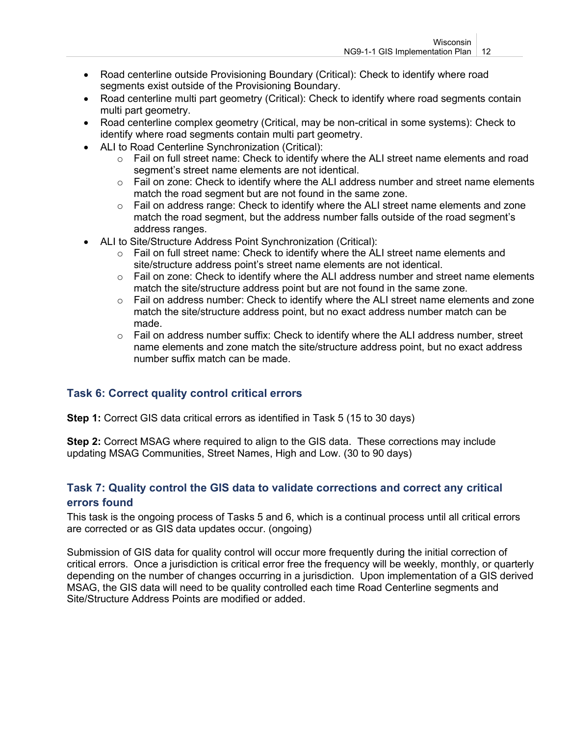- Road centerline outside Provisioning Boundary (Critical): Check to identify where road segments exist outside of the Provisioning Boundary.
- Road centerline multi part geometry (Critical): Check to identify where road segments contain multi part geometry.
- Road centerline complex geometry (Critical, may be non-critical in some systems): Check to identify where road segments contain multi part geometry.
- ALI to Road Centerline Synchronization (Critical):
  - Fail on full street name: Check to identify where the ALI street name elements and road segment's street name elements are not identical.
  - Fail on zone: Check to identify where the ALI address number and street name elements match the road segment but are not found in the same zone.
  - Fail on address range: Check to identify where the ALI street name elements and zone match the road segment, but the address number falls outside of the road segment's address ranges.
- ALI to Site/Structure Address Point Synchronization (Critical):
  - Fail on full street name: Check to identify where the ALI street name elements and site/structure address point's street name elements are not identical.
  - Fail on zone: Check to identify where the ALI address number and street name elements match the site/structure address point but are not found in the same zone.
  - Fail on address number: Check to identify where the ALI street name elements and zone match the site/structure address point, but no exact address number match can be made.
  - Fail on address number suffix: Check to identify where the ALI address number, street name elements and zone match the site/structure address point, but no exact address number suffix match can be made.

### Task 6: Correct quality control critical errors

**Step 1:** Correct GIS data critical errors as identified in Task 5 (15 to 30 days)

**Step 2:** Correct MSAG where required to align to the GIS data. These corrections may include updating MSAG Communities, Street Names, High and Low. (30 to 90 days)

### Task 7: Quality control the GIS data to validate corrections and correct any critical errors found

This task is the ongoing process of Tasks 5 and 6, which is a continual process until all critical errors are corrected or as GIS data updates occur. (ongoing)

Submission of GIS data for quality control will occur more frequently during the initial correction of critical errors. Once a jurisdiction is critical error free the frequency will be weekly, monthly, or quarterly depending on the number of changes occurring in a jurisdiction. Upon implementation of a GIS derived MSAG, the GIS data will need to be quality controlled each time Road Centerline segments and Site/Structure Address Points are modified or added.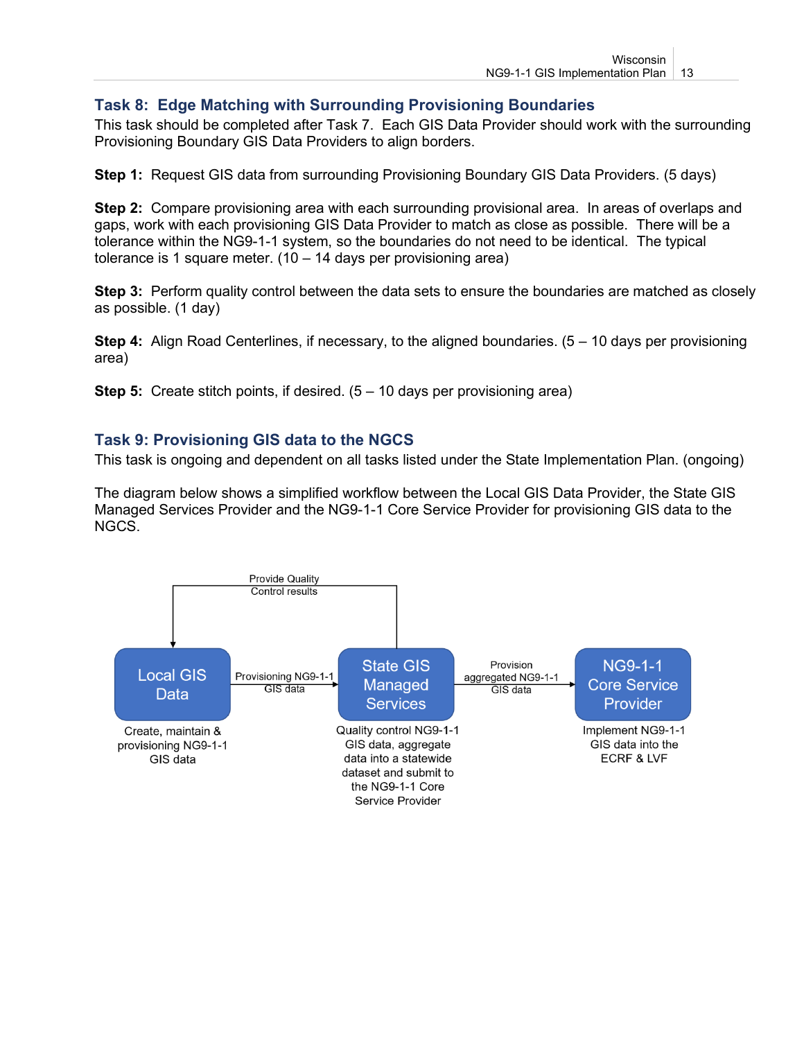### Task 8: Edge Matching with Surrounding Provisioning Boundaries

This task should be completed after Task 7. Each GIS Data Provider should work with the surrounding Provisioning Boundary GIS Data Providers to align borders.

**Step 1:** Request GIS data from surrounding Provisioning Boundary GIS Data Providers. (5 days)

**Step 2:** Compare provisioning area with each surrounding provisional area. In areas of overlaps and gaps, work with each provisioning GIS Data Provider to match as close as possible. There will be a tolerance within the NG9-1-1 system, so the boundaries do not need to be identical. The typical tolerance is 1 square meter. (10 – 14 days per provisioning area)

**Step 3:** Perform quality control between the data sets to ensure the boundaries are matched as closely as possible. (1 day)

**Step 4:** Align Road Centerlines, if necessary, to the aligned boundaries. (5 – 10 days per provisioning area)

**Step 5:** Create stitch points, if desired. (5 – 10 days per provisioning area)

### Task 9: Provisioning GIS data to the NGCS

This task is ongoing and dependent on all tasks listed under the State Implementation Plan. (ongoing)

The diagram below shows a simplified workflow between the Local GIS Data Provider, the State GIS Managed Services Provider and the NG9-1-1 Core Service Provider for provisioning GIS data to the NGCS.

Provide Quality Control results

Local GIS Data → Provisioning NG9-1-1 GIS data → State GIS Managed Services → Provision aggregated NG9-1-1 GIS data → NG9-1-1 Core Service Provider

Local GIS Data: Create, maintain & provisioning NG9-1-1 GIS data

State GIS Managed Services: Quality control NG9-1-1 GIS data, aggregate data into a statewide dataset and submit to the NG9-1-1 Core Service Provider

NG9-1-1 Core Service Provider: Implement NG9-1-1 GIS data into the ECRF & LVF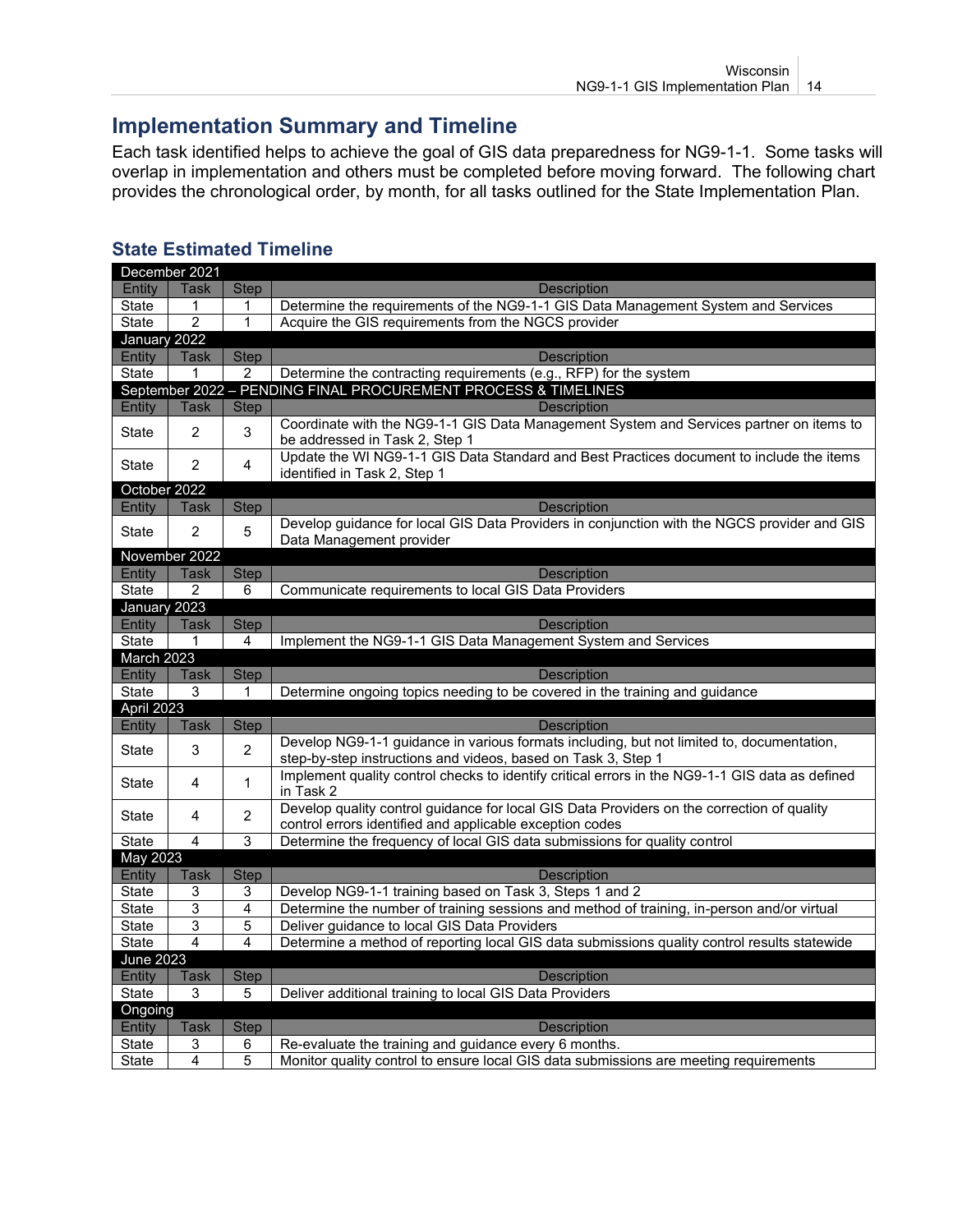## Implementation Summary and Timeline

Each task identified helps to achieve the goal of GIS data preparedness for NG9-1-1. Some tasks will overlap in implementation and others must be completed before moving forward. The following chart provides the chronological order, by month, for all tasks outlined for the State Implementation Plan.

### State Estimated Timeline

| Entity | Task | Step | Description |
|---|---|---|---|
| **December 2021** | | | |
| State | 1 | 1 | Determine the requirements of the NG9-1-1 GIS Data Management System and Services |
| State | 2 | 1 | Acquire the GIS requirements from the NGCS provider |
| **January 2022** | | | |
| State | 1 | 2 | Determine the contracting requirements (e.g., RFP) for the system |
| **September 2022 – PENDING FINAL PROCUREMENT PROCESS & TIMELINES** | | | |
| State | 2 | 3 | Coordinate with the NG9-1-1 GIS Data Management System and Services partner on items to be addressed in Task 2, Step 1 |
| State | 2 | 4 | Update the WI NG9-1-1 GIS Data Standard and Best Practices document to include the items identified in Task 2, Step 1 |
| **October 2022** | | | |
| State | 2 | 5 | Develop guidance for local GIS Data Providers in conjunction with the NGCS provider and GIS Data Management provider |
| **November 2022** | | | |
| State | 2 | 6 | Communicate requirements to local GIS Data Providers |
| **January 2023** | | | |
| State | 1 | 4 | Implement the NG9-1-1 GIS Data Management System and Services |
| **March 2023** | | | |
| State | 3 | 1 | Determine ongoing topics needing to be covered in the training and guidance |
| **April 2023** | | | |
| State | 3 | 2 | Develop NG9-1-1 guidance in various formats including, but not limited to, documentation, step-by-step instructions and videos, based on Task 3, Step 1 |
| State | 4 | 1 | Implement quality control checks to identify critical errors in the NG9-1-1 GIS data as defined in Task 2 |
| State | 4 | 2 | Develop quality control guidance for local GIS Data Providers on the correction of quality control errors identified and applicable exception codes |
| State | 4 | 3 | Determine the frequency of local GIS data submissions for quality control |
| **May 2023** | | | |
| State | 3 | 3 | Develop NG9-1-1 training based on Task 3, Steps 1 and 2 |
| State | 3 | 4 | Determine the number of training sessions and method of training, in-person and/or virtual |
| State | 3 | 5 | Deliver guidance to local GIS Data Providers |
| State | 4 | 4 | Determine a method of reporting local GIS data submissions quality control results statewide |
| **June 2023** | | | |
| State | 3 | 5 | Deliver additional training to local GIS Data Providers |
| **Ongoing** | | | |
| State | 3 | 6 | Re-evaluate the training and guidance every 6 months. |
| State | 4 | 5 | Monitor quality control to ensure local GIS data submissions are meeting requirements |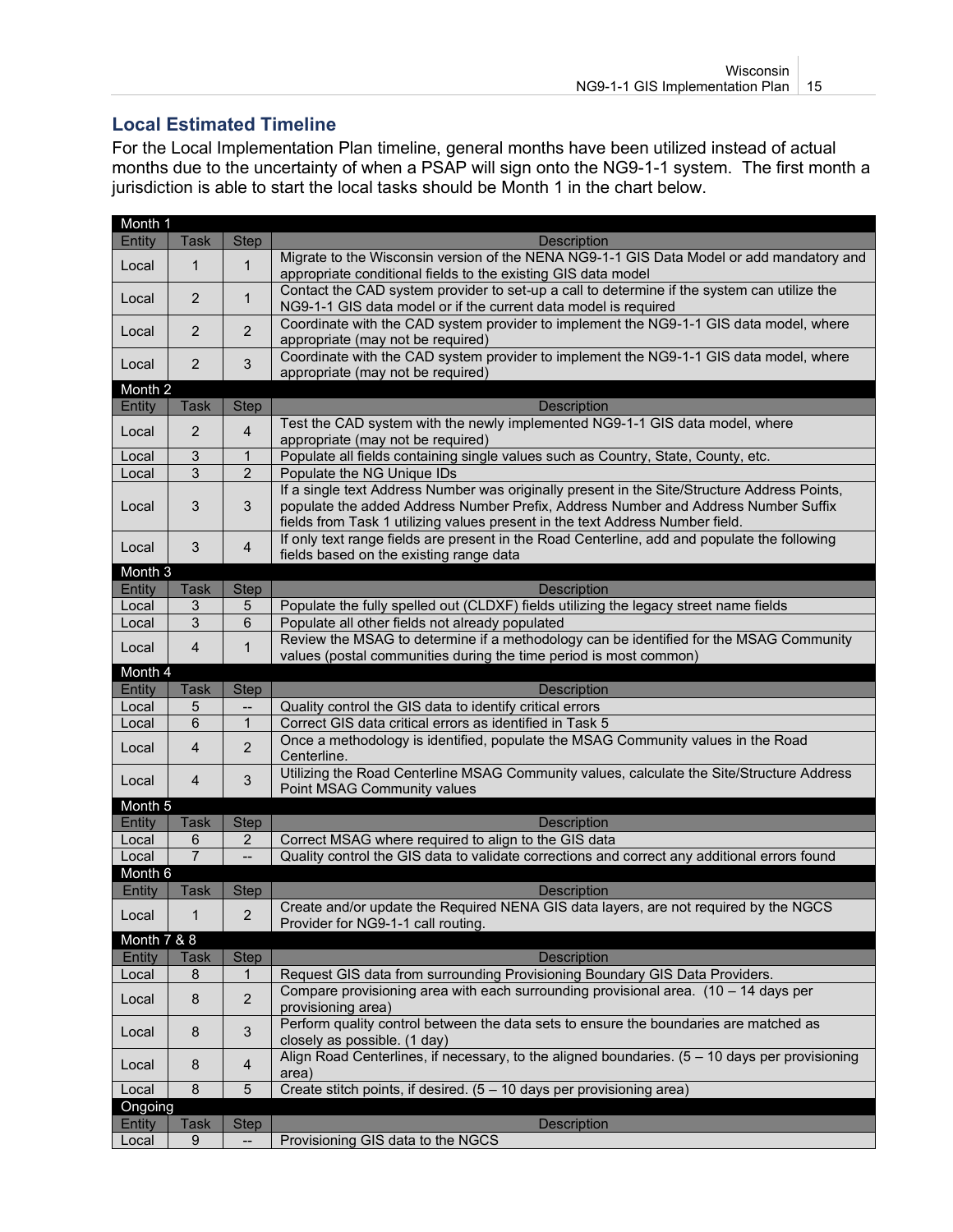## Local Estimated Timeline

For the Local Implementation Plan timeline, general months have been utilized instead of actual months due to the uncertainty of when a PSAP will sign onto the NG9-1-1 system. The first month a jurisdiction is able to start the local tasks should be Month 1 in the chart below.

| Month 1 | | | |
|---|---|---|---|
| Entity | Task | Step | Description |
| Local | 1 | 1 | Migrate to the Wisconsin version of the NENA NG9-1-1 GIS Data Model or add mandatory and appropriate conditional fields to the existing GIS data model |
| Local | 2 | 1 | Contact the CAD system provider to set-up a call to determine if the system can utilize the NG9-1-1 GIS data model or if the current data model is required |
| Local | 2 | 2 | Coordinate with the CAD system provider to implement the NG9-1-1 GIS data model, where appropriate (may not be required) |
| Local | 2 | 3 | Coordinate with the CAD system provider to implement the NG9-1-1 GIS data model, where appropriate (may not be required) |
| **Month 2** | | | |
| Entity | Task | Step | Description |
| Local | 2 | 4 | Test the CAD system with the newly implemented NG9-1-1 GIS data model, where appropriate (may not be required) |
| Local | 3 | 1 | Populate all fields containing single values such as Country, State, County, etc. |
| Local | 3 | 2 | Populate the NG Unique IDs |
| Local | 3 | 3 | If a single text Address Number was originally present in the Site/Structure Address Points, populate the added Address Number Prefix, Address Number and Address Number Suffix fields from Task 1 utilizing values present in the text Address Number field. |
| Local | 3 | 4 | If only text range fields are present in the Road Centerline, add and populate the following fields based on the existing range data |
| **Month 3** | | | |
| Entity | Task | Step | Description |
| Local | 3 | 5 | Populate the fully spelled out (CLDXF) fields utilizing the legacy street name fields |
| Local | 3 | 6 | Populate all other fields not already populated |
| Local | 4 | 1 | Review the MSAG to determine if a methodology can be identified for the MSAG Community values (postal communities during the time period is most common) |
| **Month 4** | | | |
| Entity | Task | Step | Description |
| Local | 5 | -- | Quality control the GIS data to identify critical errors |
| Local | 6 | 1 | Correct GIS data critical errors as identified in Task 5 |
| Local | 4 | 2 | Once a methodology is identified, populate the MSAG Community values in the Road Centerline. |
| Local | 4 | 3 | Utilizing the Road Centerline MSAG Community values, calculate the Site/Structure Address Point MSAG Community values |
| **Month 5** | | | |
| Entity | Task | Step | Description |
| Local | 6 | 2 | Correct MSAG where required to align to the GIS data |
| Local | 7 | -- | Quality control the GIS data to validate corrections and correct any additional errors found |
| **Month 6** | | | |
| Entity | Task | Step | Description |
| Local | 1 | 2 | Create and/or update the Required NENA GIS data layers, are not required by the NGCS Provider for NG9-1-1 call routing. |
| **Month 7 & 8** | | | |
| Entity | Task | Step | Description |
| Local | 8 | 1 | Request GIS data from surrounding Provisioning Boundary GIS Data Providers. |
| Local | 8 | 2 | Compare provisioning area with each surrounding provisional area. (10 – 14 days per provisioning area) |
| Local | 8 | 3 | Perform quality control between the data sets to ensure the boundaries are matched as closely as possible. (1 day) |
| Local | 8 | 4 | Align Road Centerlines, if necessary, to the aligned boundaries. (5 – 10 days per provisioning area) |
| Local | 8 | 5 | Create stitch points, if desired. (5 – 10 days per provisioning area) |
| **Ongoing** | | | |
| Entity | Task | Step | Description |
| Local | 9 | -- | Provisioning GIS data to the NGCS |